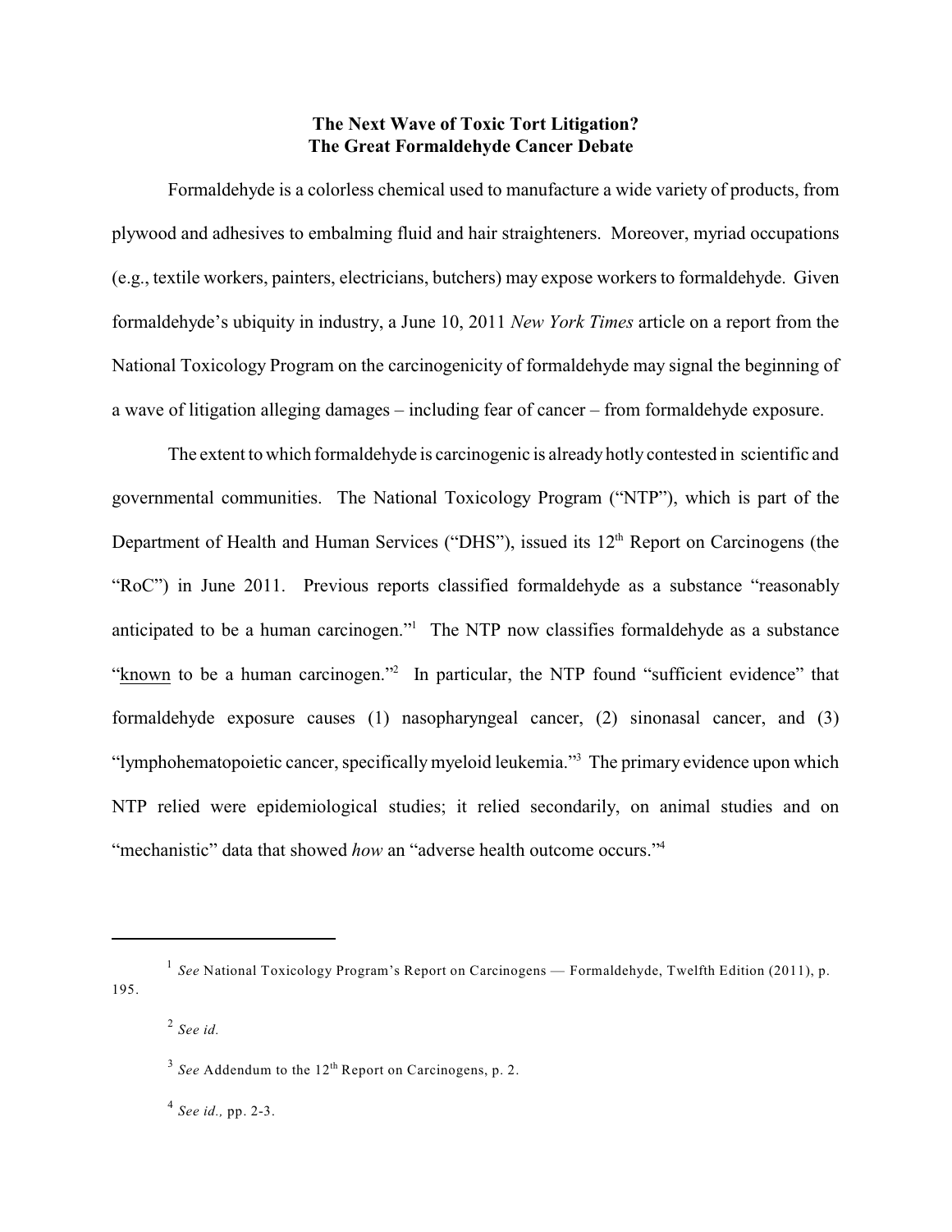# The Next Wave of Toxic Tort Litigation?
# The Great Formaldehyde Cancer Debate

Formaldehyde is a colorless chemical used to manufacture a wide variety of products, from plywood and adhesives to embalming fluid and hair straighteners. Moreover, myriad occupations (e.g., textile workers, painters, electricians, butchers) may expose workers to formaldehyde. Given formaldehyde's ubiquity in industry, a June 10, 2011 *New York Times* article on a report from the National Toxicology Program on the carcinogenicity of formaldehyde may signal the beginning of a wave of litigation alleging damages – including fear of cancer – from formaldehyde exposure.

The extent to which formaldehyde is carcinogenic is already hotly contested in scientific and governmental communities. The National Toxicology Program ("NTP"), which is part of the Department of Health and Human Services ("DHS"), issued its 12th Report on Carcinogens (the "RoC") in June 2011. Previous reports classified formaldehyde as a substance "reasonably anticipated to be a human carcinogen."[1] The NTP now classifies formaldehyde as a substance "<u>known</u> to be a human carcinogen."[2] In particular, the NTP found "sufficient evidence" that formaldehyde exposure causes (1) nasopharyngeal cancer, (2) sinonasal cancer, and (3) "lymphohematopoietic cancer, specifically myeloid leukemia."[3] The primary evidence upon which NTP relied were epidemiological studies; it relied secondarily, on animal studies and on "mechanistic" data that showed *how* an "adverse health outcome occurs."[4]

---

[1] *See* National Toxicology Program's Report on Carcinogens — Formaldehyde, Twelfth Edition (2011), p. 195.

[2] *See id.*

[3] *See* Addendum to the 12th Report on Carcinogens, p. 2.

[4] *See id.,* pp. 2-3.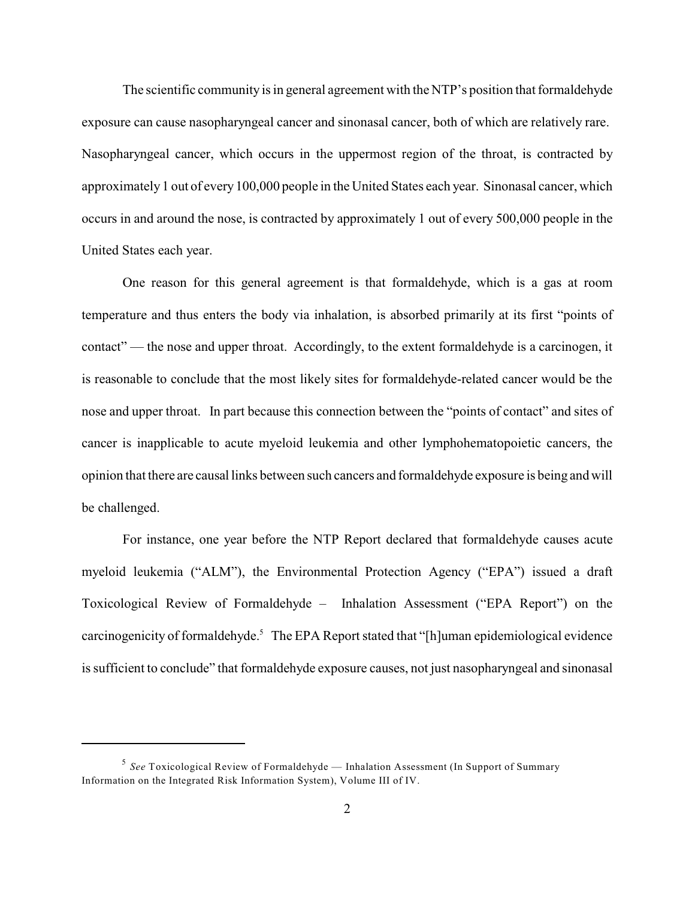The scientific community is in general agreement with the NTP's position that formaldehyde exposure can cause nasopharyngeal cancer and sinonasal cancer, both of which are relatively rare. Nasopharyngeal cancer, which occurs in the uppermost region of the throat, is contracted by approximately 1 out of every 100,000 people in the United States each year. Sinonasal cancer, which occurs in and around the nose, is contracted by approximately 1 out of every 500,000 people in the United States each year.

One reason for this general agreement is that formaldehyde, which is a gas at room temperature and thus enters the body via inhalation, is absorbed primarily at its first "points of contact" — the nose and upper throat. Accordingly, to the extent formaldehyde is a carcinogen, it is reasonable to conclude that the most likely sites for formaldehyde-related cancer would be the nose and upper throat. In part because this connection between the "points of contact" and sites of cancer is inapplicable to acute myeloid leukemia and other lymphohematopoietic cancers, the opinion that there are causal links between such cancers and formaldehyde exposure is being and will be challenged.

For instance, one year before the NTP Report declared that formaldehyde causes acute myeloid leukemia ("ALM"), the Environmental Protection Agency ("EPA") issued a draft Toxicological Review of Formaldehyde – Inhalation Assessment ("EPA Report") on the carcinogenicity of formaldehyde.[5] The EPA Report stated that "[h]uman epidemiological evidence is sufficient to conclude" that formaldehyde exposure causes, not just nasopharyngeal and sinonasal

---

[5] *See* Toxicological Review of Formaldehyde — Inhalation Assessment (In Support of Summary Information on the Integrated Risk Information System), Volume III of IV.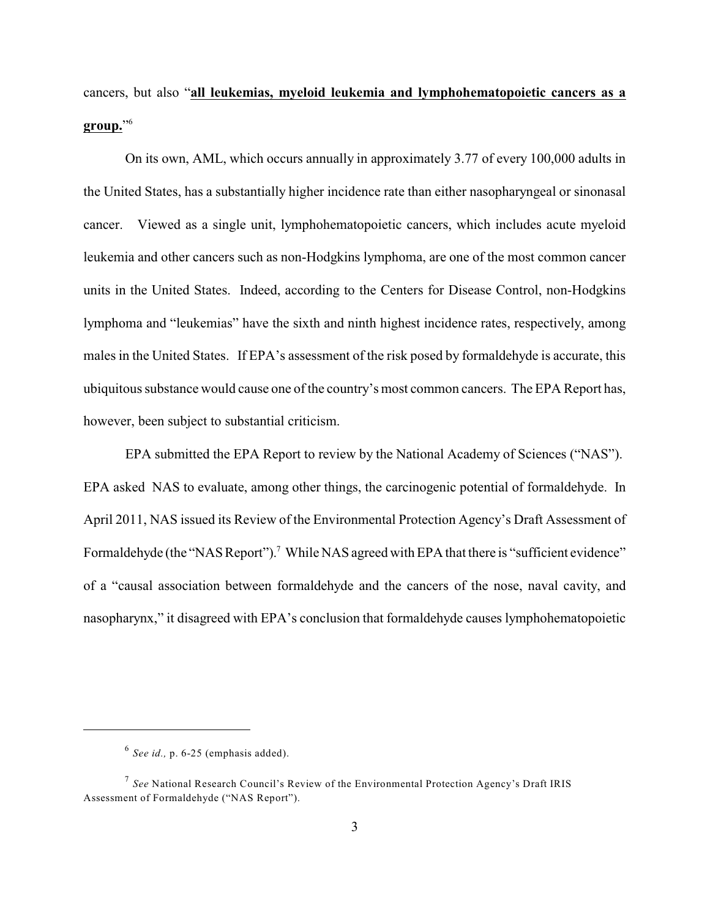cancers, but also "**all leukemias, myeloid leukemia and lymphohematopoietic cancers as a group.**"[6]

On its own, AML, which occurs annually in approximately 3.77 of every 100,000 adults in the United States, has a substantially higher incidence rate than either nasopharyngeal or sinonasal cancer. Viewed as a single unit, lymphohematopoietic cancers, which includes acute myeloid leukemia and other cancers such as non-Hodgkins lymphoma, are one of the most common cancer units in the United States. Indeed, according to the Centers for Disease Control, non-Hodgkins lymphoma and "leukemias" have the sixth and ninth highest incidence rates, respectively, among males in the United States. If EPA's assessment of the risk posed by formaldehyde is accurate, this ubiquitous substance would cause one of the country's most common cancers. The EPA Report has, however, been subject to substantial criticism.

EPA submitted the EPA Report to review by the National Academy of Sciences ("NAS"). EPA asked NAS to evaluate, among other things, the carcinogenic potential of formaldehyde. In April 2011, NAS issued its Review of the Environmental Protection Agency's Draft Assessment of Formaldehyde (the "NAS Report").[7] While NAS agreed with EPA that there is "sufficient evidence" of a "causal association between formaldehyde and the cancers of the nose, naval cavity, and nasopharynx," it disagreed with EPA's conclusion that formaldehyde causes lymphohematopoietic

---

[6] *See id.,* p. 6-25 (emphasis added).

[7] *See* National Research Council's Review of the Environmental Protection Agency's Draft IRIS Assessment of Formaldehyde ("NAS Report").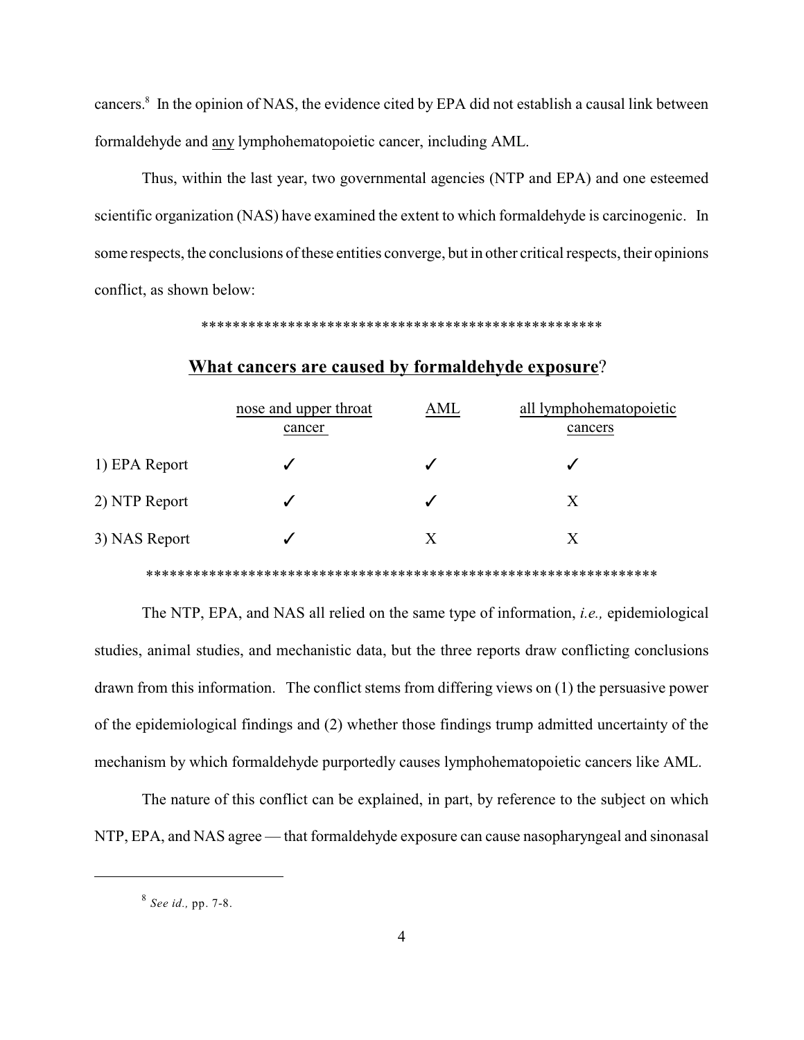cancers.[8] In the opinion of NAS, the evidence cited by EPA did not establish a causal link between formaldehyde and <u>any</u> lymphohematopoietic cancer, including AML.

Thus, within the last year, two governmental agencies (NTP and EPA) and one esteemed scientific organization (NAS) have examined the extent to which formaldehyde is carcinogenic. In some respects, the conclusions of these entities converge, but in other critical respects, their opinions conflict, as shown below:

\*\*\*\*\*\*\*\*\*\*\*\*\*\*\*\*\*\*\*\*\*\*\*\*\*\*\*\*\*\*\*\*\*\*\*\*\*\*\*\*\*\*\*\*\*\*\*\*\*\*\*\*

**<u>What cancers are caused by formaldehyde exposure</u>?**

| | nose and upper throat cancer | AML | all lymphohematopoietic cancers |
|---|---|---|---|
| 1) EPA Report | ✓ | ✓ | ✓ |
| 2) NTP Report | ✓ | ✓ | X |
| 3) NAS Report | ✓ | X | X |

\*\*\*\*\*\*\*\*\*\*\*\*\*\*\*\*\*\*\*\*\*\*\*\*\*\*\*\*\*\*\*\*\*\*\*\*\*\*\*\*\*\*\*\*\*\*\*\*\*\*\*\*\*\*\*\*\*\*\*\*\*\*\*\*\*\*

The NTP, EPA, and NAS all relied on the same type of information, *i.e.,* epidemiological studies, animal studies, and mechanistic data, but the three reports draw conflicting conclusions drawn from this information. The conflict stems from differing views on (1) the persuasive power of the epidemiological findings and (2) whether those findings trump admitted uncertainty of the mechanism by which formaldehyde purportedly causes lymphohematopoietic cancers like AML.

The nature of this conflict can be explained, in part, by reference to the subject on which NTP, EPA, and NAS agree — that formaldehyde exposure can cause nasopharyngeal and sinonasal

---

[8] *See id.,* pp. 7-8.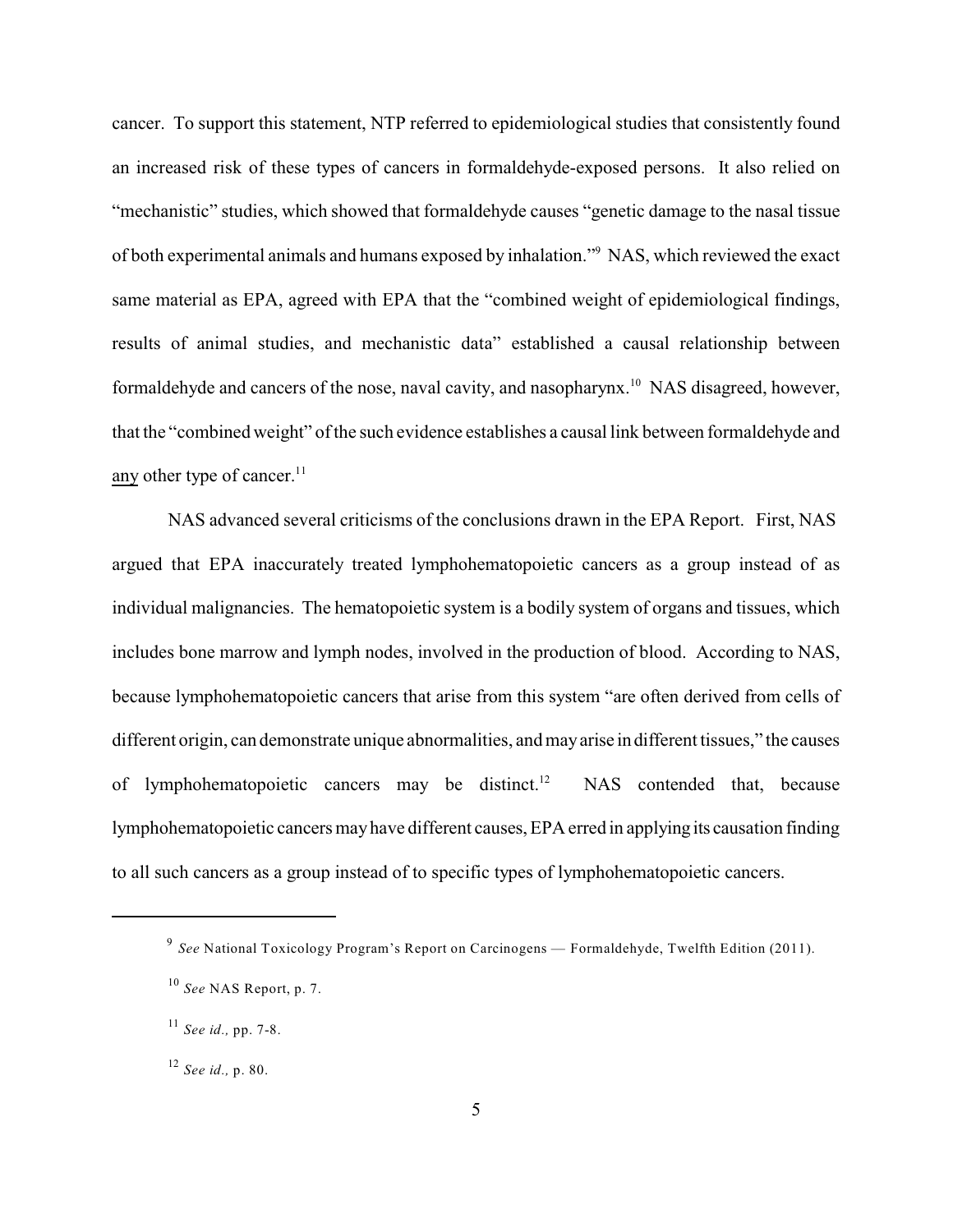cancer. To support this statement, NTP referred to epidemiological studies that consistently found an increased risk of these types of cancers in formaldehyde-exposed persons. It also relied on "mechanistic" studies, which showed that formaldehyde causes "genetic damage to the nasal tissue of both experimental animals and humans exposed by inhalation."[9] NAS, which reviewed the exact same material as EPA, agreed with EPA that the "combined weight of epidemiological findings, results of animal studies, and mechanistic data" established a causal relationship between formaldehyde and cancers of the nose, naval cavity, and nasopharynx.[10] NAS disagreed, however, that the "combined weight" of the such evidence establishes a causal link between formaldehyde and <u>any</u> other type of cancer.[11]

NAS advanced several criticisms of the conclusions drawn in the EPA Report. First, NAS argued that EPA inaccurately treated lymphohematopoietic cancers as a group instead of as individual malignancies. The hematopoietic system is a bodily system of organs and tissues, which includes bone marrow and lymph nodes, involved in the production of blood. According to NAS, because lymphohematopoietic cancers that arise from this system "are often derived from cells of different origin, can demonstrate unique abnormalities, and may arise in different tissues," the causes of lymphohematopoietic cancers may be distinct.[12] NAS contended that, because lymphohematopoietic cancers may have different causes, EPA erred in applying its causation finding to all such cancers as a group instead of to specific types of lymphohematopoietic cancers.

---

[9] *See* National Toxicology Program's Report on Carcinogens — Formaldehyde, Twelfth Edition (2011).

[10] *See* NAS Report, p. 7.

[11] *See id.,* pp. 7-8.

[12] *See id.,* p. 80.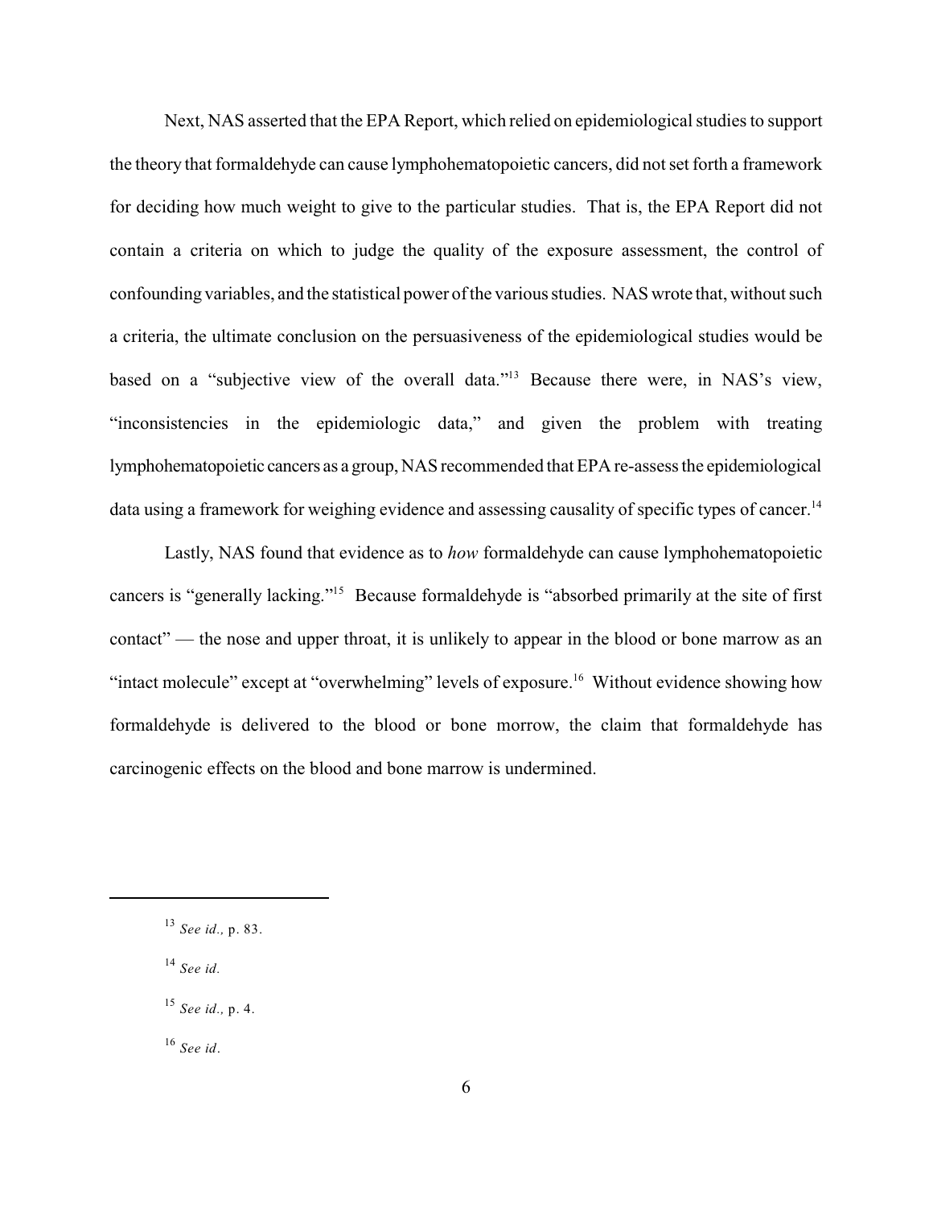Next, NAS asserted that the EPA Report, which relied on epidemiological studies to support the theory that formaldehyde can cause lymphohematopoietic cancers, did not set forth a framework for deciding how much weight to give to the particular studies. That is, the EPA Report did not contain a criteria on which to judge the quality of the exposure assessment, the control of confounding variables, and the statistical power of the various studies. NAS wrote that, without such a criteria, the ultimate conclusion on the persuasiveness of the epidemiological studies would be based on a "subjective view of the overall data."[13] Because there were, in NAS's view, "inconsistencies in the epidemiologic data," and given the problem with treating lymphohematopoietic cancers as a group, NAS recommended that EPA re-assess the epidemiological data using a framework for weighing evidence and assessing causality of specific types of cancer.[14]

Lastly, NAS found that evidence as to *how* formaldehyde can cause lymphohematopoietic cancers is "generally lacking."[15] Because formaldehyde is "absorbed primarily at the site of first contact" — the nose and upper throat, it is unlikely to appear in the blood or bone marrow as an "intact molecule" except at "overwhelming" levels of exposure.[16] Without evidence showing how formaldehyde is delivered to the blood or bone morrow, the claim that formaldehyde has carcinogenic effects on the blood and bone marrow is undermined.

---

[13] *See id.,* p. 83.

[14] *See id.*

[15] *See id.,* p. 4.

[16] *See id*.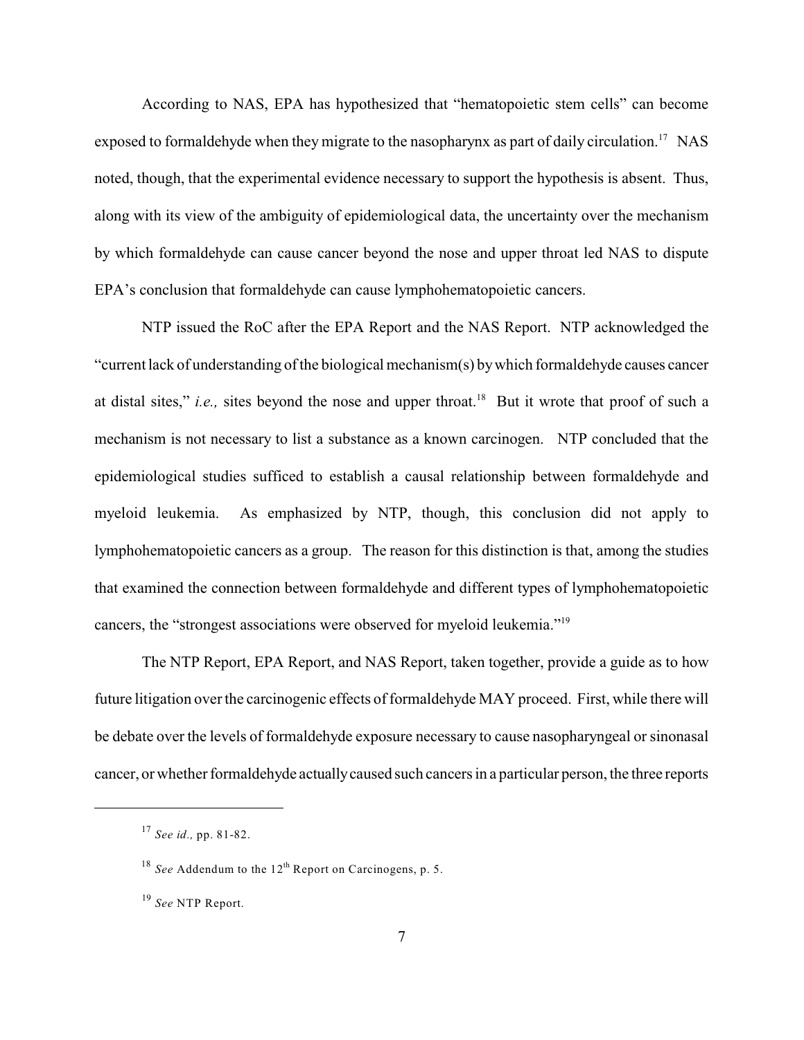According to NAS, EPA has hypothesized that "hematopoietic stem cells" can become exposed to formaldehyde when they migrate to the nasopharynx as part of daily circulation.[17] NAS noted, though, that the experimental evidence necessary to support the hypothesis is absent. Thus, along with its view of the ambiguity of epidemiological data, the uncertainty over the mechanism by which formaldehyde can cause cancer beyond the nose and upper throat led NAS to dispute EPA's conclusion that formaldehyde can cause lymphohematopoietic cancers.

NTP issued the RoC after the EPA Report and the NAS Report. NTP acknowledged the "current lack of understanding of the biological mechanism(s) by which formaldehyde causes cancer at distal sites," *i.e.,* sites beyond the nose and upper throat.[18] But it wrote that proof of such a mechanism is not necessary to list a substance as a known carcinogen. NTP concluded that the epidemiological studies sufficed to establish a causal relationship between formaldehyde and myeloid leukemia. As emphasized by NTP, though, this conclusion did not apply to lymphohematopoietic cancers as a group. The reason for this distinction is that, among the studies that examined the connection between formaldehyde and different types of lymphohematopoietic cancers, the "strongest associations were observed for myeloid leukemia."[19]

The NTP Report, EPA Report, and NAS Report, taken together, provide a guide as to how future litigation over the carcinogenic effects of formaldehyde MAY proceed. First, while there will be debate over the levels of formaldehyde exposure necessary to cause nasopharyngeal or sinonasal cancer, or whether formaldehyde actually caused such cancers in a particular person, the three reports

---

[17] *See id.,* pp. 81-82.

[18] *See* Addendum to the 12th Report on Carcinogens, p. 5.

[19] *See* NTP Report.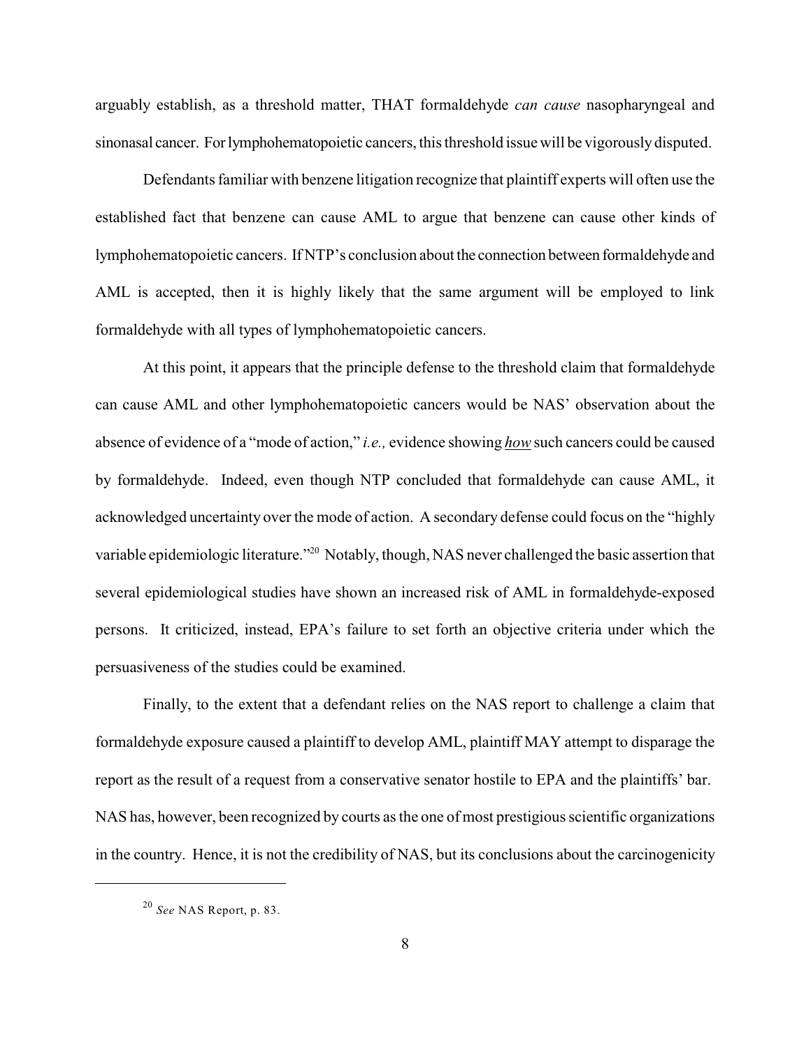arguably establish, as a threshold matter, THAT formaldehyde *can cause* nasopharyngeal and sinonasal cancer. For lymphohematopoietic cancers, this threshold issue will be vigorously disputed.

Defendants familiar with benzene litigation recognize that plaintiff experts will often use the established fact that benzene can cause AML to argue that benzene can cause other kinds of lymphohematopoietic cancers. If NTP's conclusion about the connection between formaldehyde and AML is accepted, then it is highly likely that the same argument will be employed to link formaldehyde with all types of lymphohematopoietic cancers.

At this point, it appears that the principle defense to the threshold claim that formaldehyde can cause AML and other lymphohematopoietic cancers would be NAS' observation about the absence of evidence of a "mode of action," *i.e.,* evidence showing ***how*** such cancers could be caused by formaldehyde. Indeed, even though NTP concluded that formaldehyde can cause AML, it acknowledged uncertainty over the mode of action. A secondary defense could focus on the "highly variable epidemiologic literature."[20] Notably, though, NAS never challenged the basic assertion that several epidemiological studies have shown an increased risk of AML in formaldehyde-exposed persons. It criticized, instead, EPA's failure to set forth an objective criteria under which the persuasiveness of the studies could be examined.

Finally, to the extent that a defendant relies on the NAS report to challenge a claim that formaldehyde exposure caused a plaintiff to develop AML, plaintiff MAY attempt to disparage the report as the result of a request from a conservative senator hostile to EPA and the plaintiffs' bar. NAS has, however, been recognized by courts as the one of most prestigious scientific organizations in the country. Hence, it is not the credibility of NAS, but its conclusions about the carcinogenicity

---

[20] *See* NAS Report, p. 83.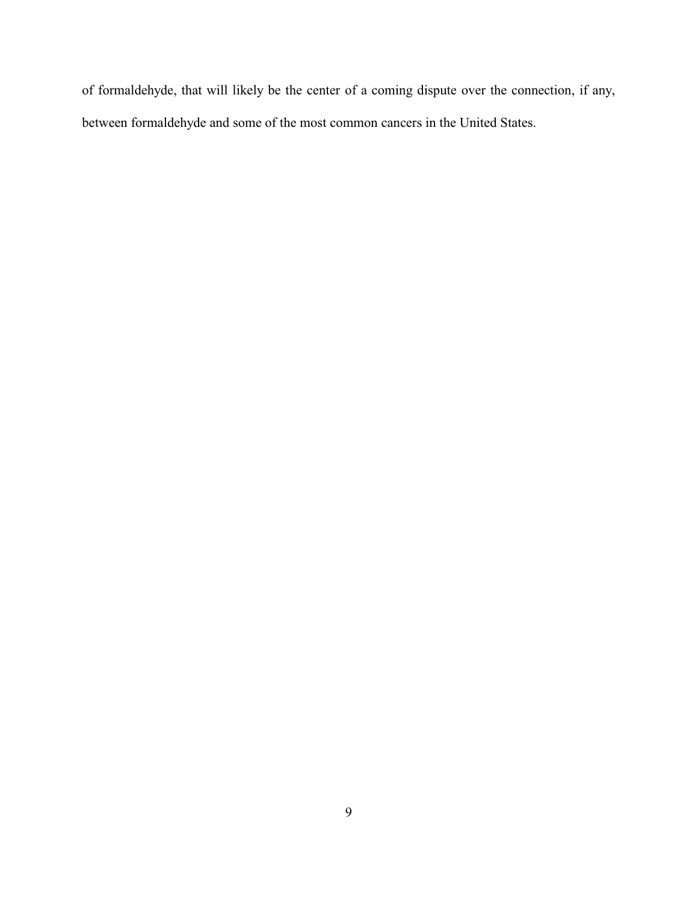of formaldehyde, that will likely be the center of a coming dispute over the connection, if any, between formaldehyde and some of the most common cancers in the United States.